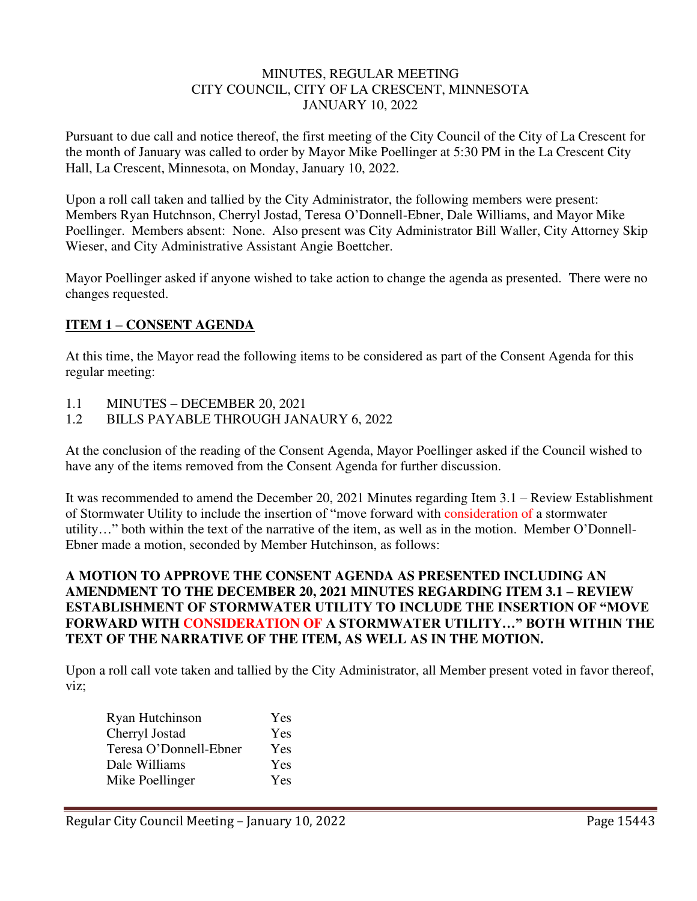MINUTES, REGULAR MEETING
CITY COUNCIL, CITY OF LA CRESCENT, MINNESOTA
JANUARY 10, 2022

Pursuant to due call and notice thereof, the first meeting of the City Council of the City of La Crescent for the month of January was called to order by Mayor Mike Poellinger at 5:30 PM in the La Crescent City Hall, La Crescent, Minnesota, on Monday, January 10, 2022.

Upon a roll call taken and tallied by the City Administrator, the following members were present: Members Ryan Hutchnson, Cherryl Jostad, Teresa O'Donnell-Ebner, Dale Williams, and Mayor Mike Poellinger. Members absent: None. Also present was City Administrator Bill Waller, City Attorney Skip Wieser, and City Administrative Assistant Angie Boettcher.

Mayor Poellinger asked if anyone wished to take action to change the agenda as presented. There were no changes requested.

## ITEM 1 – CONSENT AGENDA

At this time, the Mayor read the following items to be considered as part of the Consent Agenda for this regular meeting:

1.1 MINUTES – DECEMBER 20, 2021
1.2 BILLS PAYABLE THROUGH JANAURY 6, 2022

At the conclusion of the reading of the Consent Agenda, Mayor Poellinger asked if the Council wished to have any of the items removed from the Consent Agenda for further discussion.

It was recommended to amend the December 20, 2021 Minutes regarding Item 3.1 – Review Establishment of Stormwater Utility to include the insertion of "move forward with consideration of a stormwater utility…" both within the text of the narrative of the item, as well as in the motion. Member O'Donnell-Ebner made a motion, seconded by Member Hutchinson, as follows:

**A MOTION TO APPROVE THE CONSENT AGENDA AS PRESENTED INCLUDING AN AMENDMENT TO THE DECEMBER 20, 2021 MINUTES REGARDING ITEM 3.1 – REVIEW ESTABLISHMENT OF STORMWATER UTILITY TO INCLUDE THE INSERTION OF "MOVE FORWARD WITH CONSIDERATION OF A STORMWATER UTILITY…" BOTH WITHIN THE TEXT OF THE NARRATIVE OF THE ITEM, AS WELL AS IN THE MOTION.**

Upon a roll call vote taken and tallied by the City Administrator, all Member present voted in favor thereof, viz;

| | |
|---|---|
| Ryan Hutchinson | Yes |
| Cherryl Jostad | Yes |
| Teresa O'Donnell-Ebner | Yes |
| Dale Williams | Yes |
| Mike Poellinger | Yes |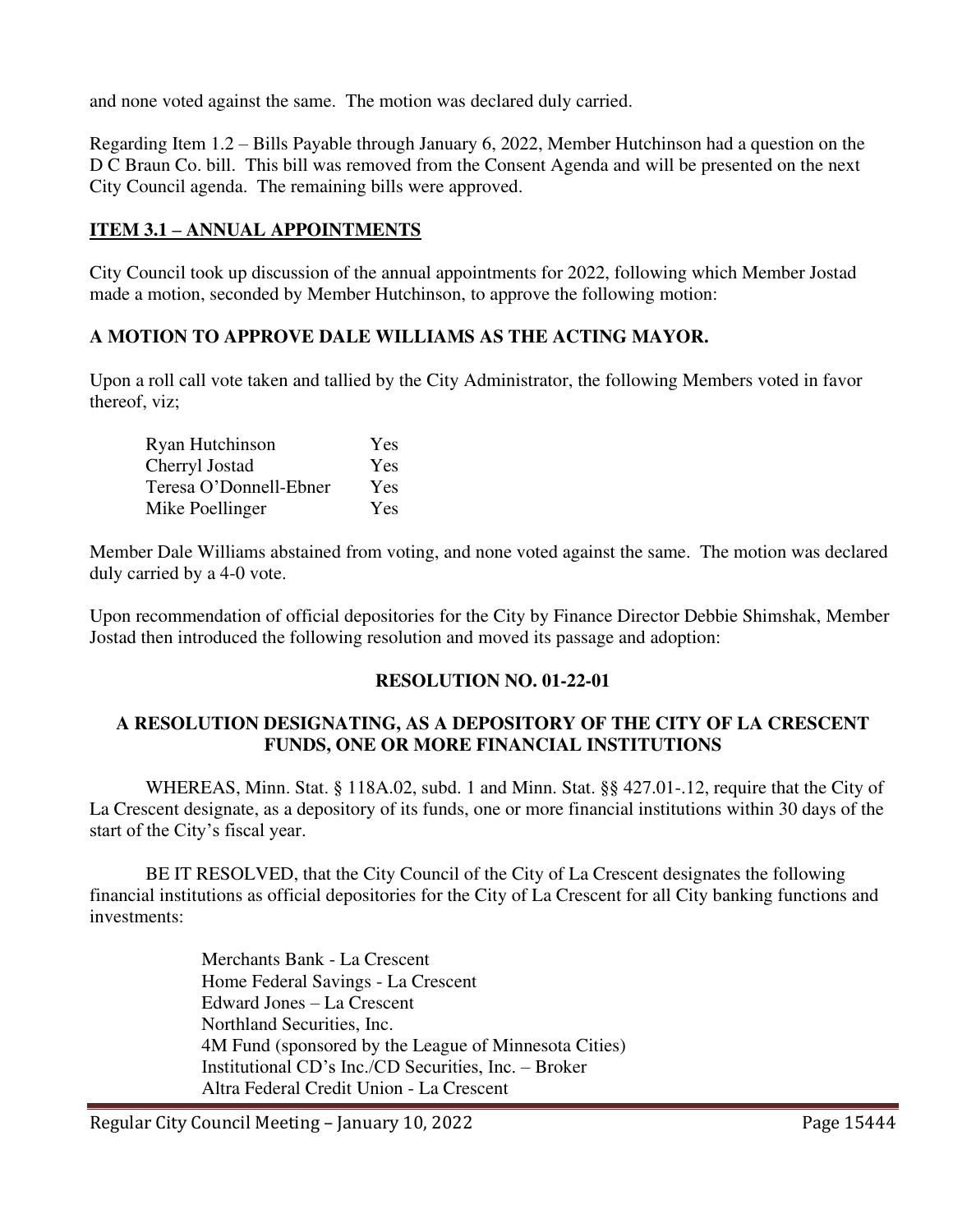and none voted against the same. The motion was declared duly carried.

Regarding Item 1.2 – Bills Payable through January 6, 2022, Member Hutchinson had a question on the D C Braun Co. bill. This bill was removed from the Consent Agenda and will be presented on the next City Council agenda. The remaining bills were approved.

## ITEM 3.1 – ANNUAL APPOINTMENTS

City Council took up discussion of the annual appointments for 2022, following which Member Jostad made a motion, seconded by Member Hutchinson, to approve the following motion:

**A MOTION TO APPROVE DALE WILLIAMS AS THE ACTING MAYOR.**

Upon a roll call vote taken and tallied by the City Administrator, the following Members voted in favor thereof, viz;

| | |
|---|---|
| Ryan Hutchinson | Yes |
| Cherryl Jostad | Yes |
| Teresa O'Donnell-Ebner | Yes |
| Mike Poellinger | Yes |

Member Dale Williams abstained from voting, and none voted against the same. The motion was declared duly carried by a 4-0 vote.

Upon recommendation of official depositories for the City by Finance Director Debbie Shimshak, Member Jostad then introduced the following resolution and moved its passage and adoption:

**RESOLUTION NO. 01-22-01**

**A RESOLUTION DESIGNATING, AS A DEPOSITORY OF THE CITY OF LA CRESCENT FUNDS, ONE OR MORE FINANCIAL INSTITUTIONS**

WHEREAS, Minn. Stat. § 118A.02, subd. 1 and Minn. Stat. §§ 427.01-.12, require that the City of La Crescent designate, as a depository of its funds, one or more financial institutions within 30 days of the start of the City's fiscal year.

BE IT RESOLVED, that the City Council of the City of La Crescent designates the following financial institutions as official depositories for the City of La Crescent for all City banking functions and investments:

Merchants Bank - La Crescent
Home Federal Savings - La Crescent
Edward Jones – La Crescent
Northland Securities, Inc.
4M Fund (sponsored by the League of Minnesota Cities)
Institutional CD's Inc./CD Securities, Inc. – Broker
Altra Federal Credit Union - La Crescent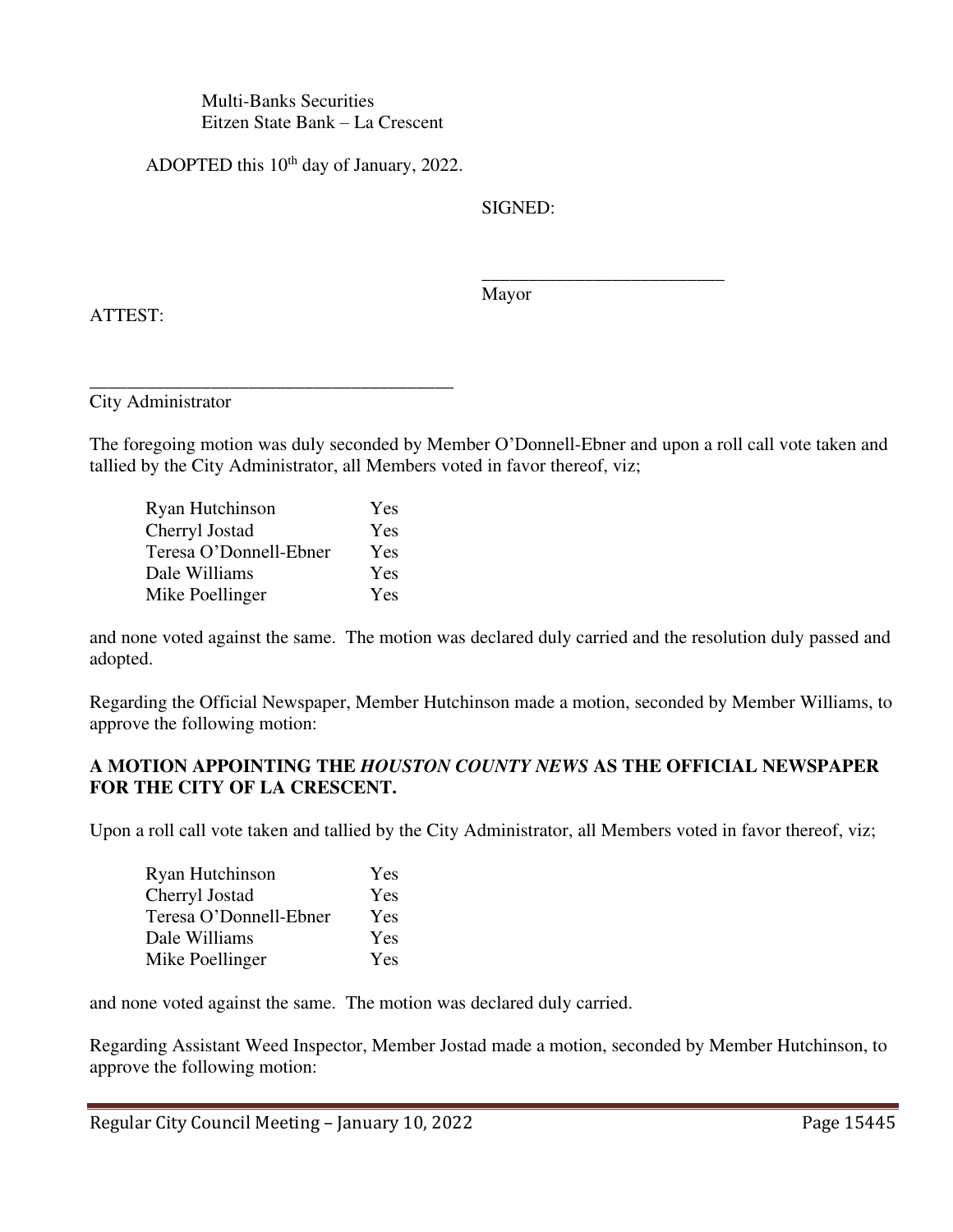Multi-Banks Securities
Eitzen State Bank – La Crescent

ADOPTED this 10th day of January, 2022.

SIGNED:

___________________________
Mayor

ATTEST:

_________________________________________
City Administrator

The foregoing motion was duly seconded by Member O'Donnell-Ebner and upon a roll call vote taken and tallied by the City Administrator, all Members voted in favor thereof, viz;

| | |
|---|---|
| Ryan Hutchinson | Yes |
| Cherryl Jostad | Yes |
| Teresa O'Donnell-Ebner | Yes |
| Dale Williams | Yes |
| Mike Poellinger | Yes |

and none voted against the same. The motion was declared duly carried and the resolution duly passed and adopted.

Regarding the Official Newspaper, Member Hutchinson made a motion, seconded by Member Williams, to approve the following motion:

**A MOTION APPOINTING THE *HOUSTON COUNTY NEWS* AS THE OFFICIAL NEWSPAPER FOR THE CITY OF LA CRESCENT.**

Upon a roll call vote taken and tallied by the City Administrator, all Members voted in favor thereof, viz;

| | |
|---|---|
| Ryan Hutchinson | Yes |
| Cherryl Jostad | Yes |
| Teresa O'Donnell-Ebner | Yes |
| Dale Williams | Yes |
| Mike Poellinger | Yes |

and none voted against the same. The motion was declared duly carried.

Regarding Assistant Weed Inspector, Member Jostad made a motion, seconded by Member Hutchinson, to approve the following motion: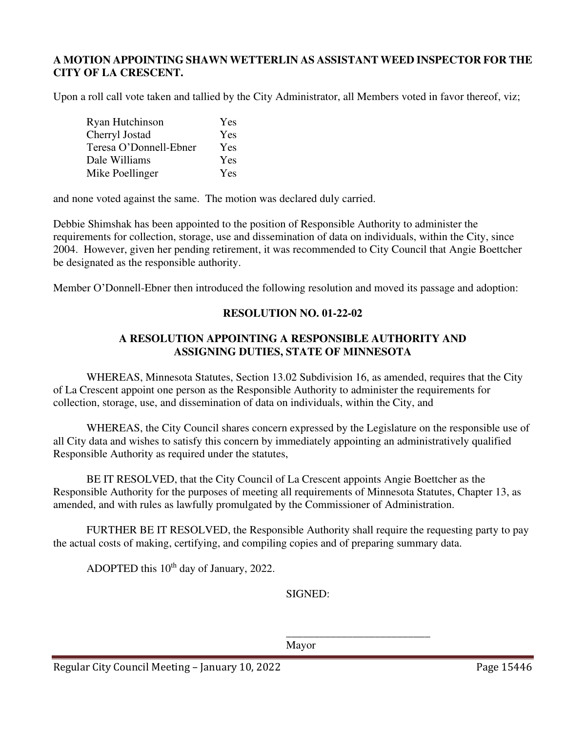**A MOTION APPOINTING SHAWN WETTERLIN AS ASSISTANT WEED INSPECTOR FOR THE CITY OF LA CRESCENT.**

Upon a roll call vote taken and tallied by the City Administrator, all Members voted in favor thereof, viz;

| | |
|---|---|
| Ryan Hutchinson | Yes |
| Cherryl Jostad | Yes |
| Teresa O'Donnell-Ebner | Yes |
| Dale Williams | Yes |
| Mike Poellinger | Yes |

and none voted against the same. The motion was declared duly carried.

Debbie Shimshak has been appointed to the position of Responsible Authority to administer the requirements for collection, storage, use and dissemination of data on individuals, within the City, since 2004. However, given her pending retirement, it was recommended to City Council that Angie Boettcher be designated as the responsible authority.

Member O'Donnell-Ebner then introduced the following resolution and moved its passage and adoption:

**RESOLUTION NO. 01-22-02**

**A RESOLUTION APPOINTING A RESPONSIBLE AUTHORITY AND ASSIGNING DUTIES, STATE OF MINNESOTA**

WHEREAS, Minnesota Statutes, Section 13.02 Subdivision 16, as amended, requires that the City of La Crescent appoint one person as the Responsible Authority to administer the requirements for collection, storage, use, and dissemination of data on individuals, within the City, and

WHEREAS, the City Council shares concern expressed by the Legislature on the responsible use of all City data and wishes to satisfy this concern by immediately appointing an administratively qualified Responsible Authority as required under the statutes,

BE IT RESOLVED, that the City Council of La Crescent appoints Angie Boettcher as the Responsible Authority for the purposes of meeting all requirements of Minnesota Statutes, Chapter 13, as amended, and with rules as lawfully promulgated by the Commissioner of Administration.

FURTHER BE IT RESOLVED, the Responsible Authority shall require the requesting party to pay the actual costs of making, certifying, and compiling copies and of preparing summary data.

ADOPTED this 10th day of January, 2022.

SIGNED:

___________________________
Mayor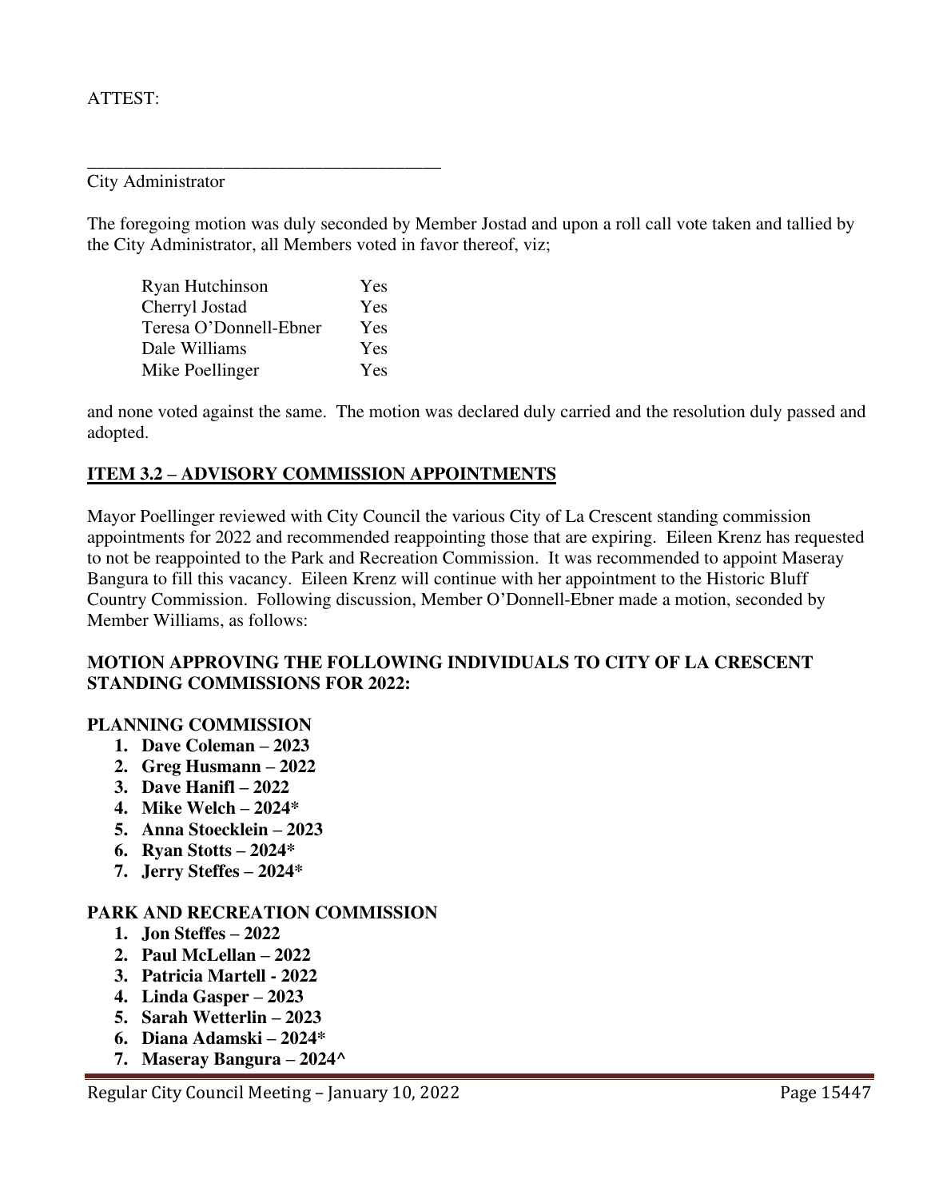ATTEST:

\_\_\_\_\_\_\_\_\_\_\_\_\_\_\_\_\_\_\_\_\_\_\_\_\_\_\_\_\_\_\_\_\_\_\_\_\_\_\_\_

City Administrator

The foregoing motion was duly seconded by Member Jostad and upon a roll call vote taken and tallied by the City Administrator, all Members voted in favor thereof, viz;

| | |
|---|---|
| Ryan Hutchinson | Yes |
| Cherryl Jostad | Yes |
| Teresa O'Donnell-Ebner | Yes |
| Dale Williams | Yes |
| Mike Poellinger | Yes |

and none voted against the same. The motion was declared duly carried and the resolution duly passed and adopted.

## ITEM 3.2 – ADVISORY COMMISSION APPOINTMENTS

Mayor Poellinger reviewed with City Council the various City of La Crescent standing commission appointments for 2022 and recommended reappointing those that are expiring. Eileen Krenz has requested to not be reappointed to the Park and Recreation Commission. It was recommended to appoint Maseray Bangura to fill this vacancy. Eileen Krenz will continue with her appointment to the Historic Bluff Country Commission. Following discussion, Member O'Donnell-Ebner made a motion, seconded by Member Williams, as follows:

**MOTION APPROVING THE FOLLOWING INDIVIDUALS TO CITY OF LA CRESCENT STANDING COMMISSIONS FOR 2022:**

**PLANNING COMMISSION**

1. **Dave Coleman – 2023**
2. **Greg Husmann – 2022**
3. **Dave Hanifl – 2022**
4. **Mike Welch – 2024***
5. **Anna Stoecklein – 2023**
6. **Ryan Stotts – 2024***
7. **Jerry Steffes – 2024***

**PARK AND RECREATION COMMISSION**

1. **Jon Steffes – 2022**
2. **Paul McLellan – 2022**
3. **Patricia Martell - 2022**
4. **Linda Gasper – 2023**
5. **Sarah Wetterlin – 2023**
6. **Diana Adamski – 2024***
7. **Maseray Bangura – 2024^**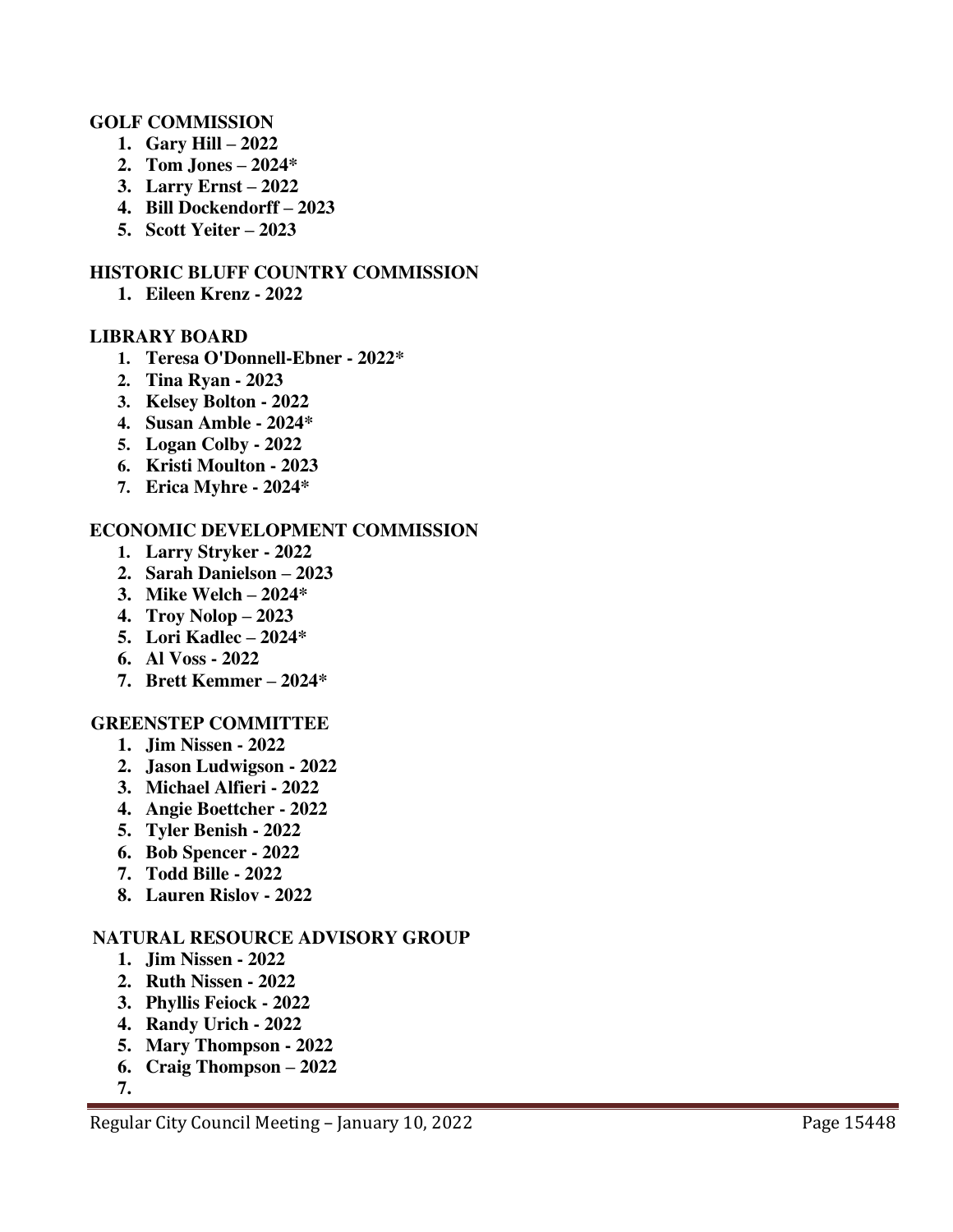**GOLF COMMISSION**

1. **Gary Hill – 2022**
2. **Tom Jones – 2024***
3. **Larry Ernst – 2022**
4. **Bill Dockendorff – 2023**
5. **Scott Yeiter – 2023**

**HISTORIC BLUFF COUNTRY COMMISSION**

1. **Eileen Krenz - 2022**

**LIBRARY BOARD**

1. **Teresa O'Donnell-Ebner - 2022***
2. **Tina Ryan - 2023**
3. **Kelsey Bolton - 2022**
4. **Susan Amble - 2024***
5. **Logan Colby - 2022**
6. **Kristi Moulton - 2023**
7. **Erica Myhre - 2024***

**ECONOMIC DEVELOPMENT COMMISSION**

1. **Larry Stryker - 2022**
2. **Sarah Danielson – 2023**
3. **Mike Welch – 2024***
4. **Troy Nolop – 2023**
5. **Lori Kadlec – 2024***
6. **Al Voss - 2022**
7. **Brett Kemmer – 2024***

**GREENSTEP COMMITTEE**

1. **Jim Nissen - 2022**
2. **Jason Ludwigson - 2022**
3. **Michael Alfieri - 2022**
4. **Angie Boettcher - 2022**
5. **Tyler Benish - 2022**
6. **Bob Spencer - 2022**
7. **Todd Bille - 2022**
8. **Lauren Rislov - 2022**

**NATURAL RESOURCE ADVISORY GROUP**

1. **Jim Nissen - 2022**
2. **Ruth Nissen - 2022**
3. **Phyllis Feiock - 2022**
4. **Randy Urich - 2022**
5. **Mary Thompson - 2022**
6. **Craig Thompson – 2022**
7.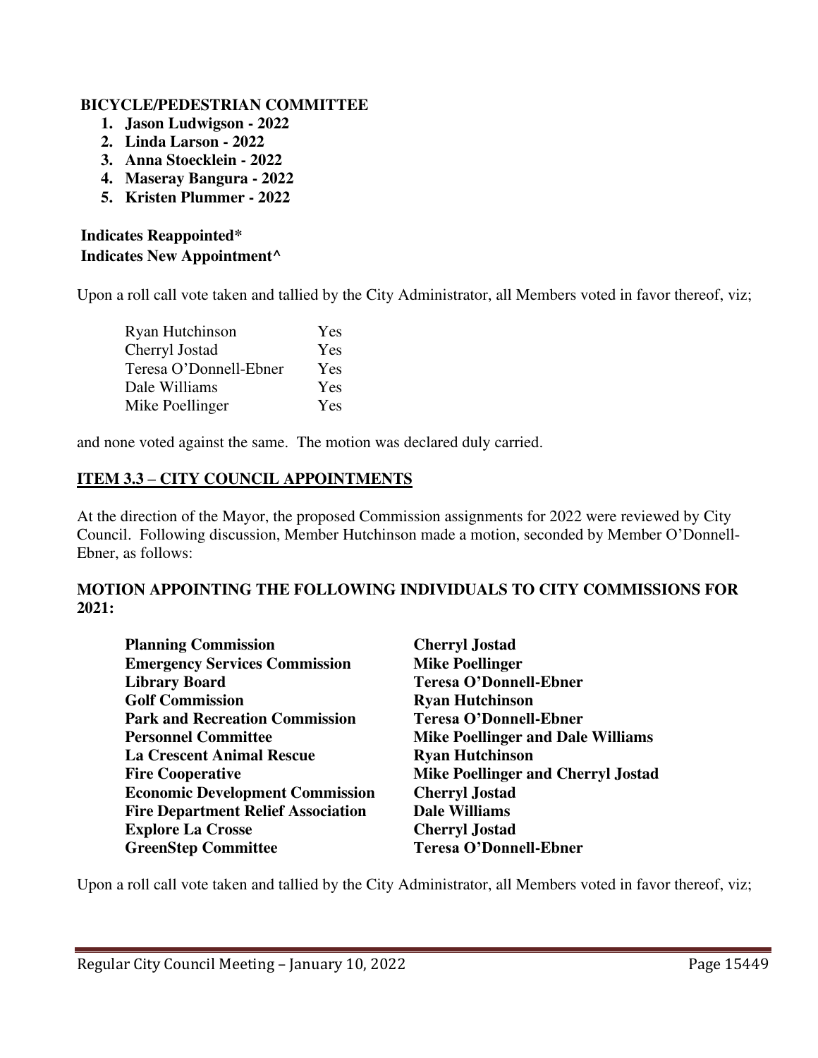**BICYCLE/PEDESTRIAN COMMITTEE**

1. **Jason Ludwigson - 2022**
2. **Linda Larson - 2022**
3. **Anna Stoecklein - 2022**
4. **Maseray Bangura - 2022**
5. **Kristen Plummer - 2022**

**Indicates Reappointed***
**Indicates New Appointment^**

Upon a roll call vote taken and tallied by the City Administrator, all Members voted in favor thereof, viz;

| | |
|---|---|
| Ryan Hutchinson | Yes |
| Cherryl Jostad | Yes |
| Teresa O'Donnell-Ebner | Yes |
| Dale Williams | Yes |
| Mike Poellinger | Yes |

and none voted against the same. The motion was declared duly carried.

## ITEM 3.3 – CITY COUNCIL APPOINTMENTS

At the direction of the Mayor, the proposed Commission assignments for 2022 were reviewed by City Council. Following discussion, Member Hutchinson made a motion, seconded by Member O'Donnell-Ebner, as follows:

**MOTION APPOINTING THE FOLLOWING INDIVIDUALS TO CITY COMMISSIONS FOR 2021:**

| | |
|---|---|
| **Planning Commission** | **Cherryl Jostad** |
| **Emergency Services Commission** | **Mike Poellinger** |
| **Library Board** | **Teresa O'Donnell-Ebner** |
| **Golf Commission** | **Ryan Hutchinson** |
| **Park and Recreation Commission** | **Teresa O'Donnell-Ebner** |
| **Personnel Committee** | **Mike Poellinger and Dale Williams** |
| **La Crescent Animal Rescue** | **Ryan Hutchinson** |
| **Fire Cooperative** | **Mike Poellinger and Cherryl Jostad** |
| **Economic Development Commission** | **Cherryl Jostad** |
| **Fire Department Relief Association** | **Dale Williams** |
| **Explore La Crosse** | **Cherryl Jostad** |
| **GreenStep Committee** | **Teresa O'Donnell-Ebner** |

Upon a roll call vote taken and tallied by the City Administrator, all Members voted in favor thereof, viz;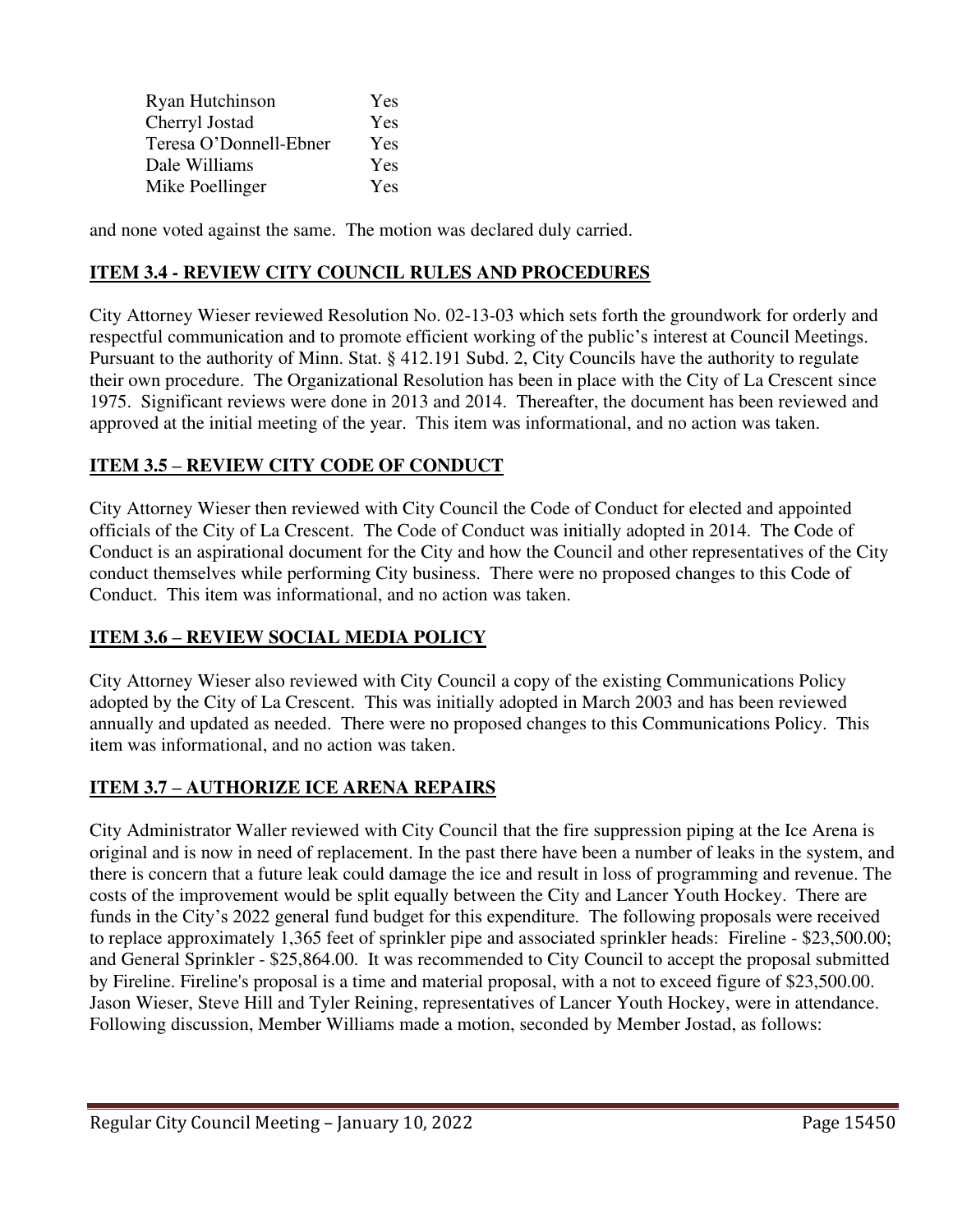| | |
|---|---|
| Ryan Hutchinson | Yes |
| Cherryl Jostad | Yes |
| Teresa O'Donnell-Ebner | Yes |
| Dale Williams | Yes |
| Mike Poellinger | Yes |

and none voted against the same. The motion was declared duly carried.

**ITEM 3.4 - REVIEW CITY COUNCIL RULES AND PROCEDURES**

City Attorney Wieser reviewed Resolution No. 02-13-03 which sets forth the groundwork for orderly and respectful communication and to promote efficient working of the public's interest at Council Meetings. Pursuant to the authority of Minn. Stat. § 412.191 Subd. 2, City Councils have the authority to regulate their own procedure. The Organizational Resolution has been in place with the City of La Crescent since 1975. Significant reviews were done in 2013 and 2014. Thereafter, the document has been reviewed and approved at the initial meeting of the year. This item was informational, and no action was taken.

**ITEM 3.5 – REVIEW CITY CODE OF CONDUCT**

City Attorney Wieser then reviewed with City Council the Code of Conduct for elected and appointed officials of the City of La Crescent. The Code of Conduct was initially adopted in 2014. The Code of Conduct is an aspirational document for the City and how the Council and other representatives of the City conduct themselves while performing City business. There were no proposed changes to this Code of Conduct. This item was informational, and no action was taken.

**ITEM 3.6 – REVIEW SOCIAL MEDIA POLICY**

City Attorney Wieser also reviewed with City Council a copy of the existing Communications Policy adopted by the City of La Crescent. This was initially adopted in March 2003 and has been reviewed annually and updated as needed. There were no proposed changes to this Communications Policy. This item was informational, and no action was taken.

**ITEM 3.7 – AUTHORIZE ICE ARENA REPAIRS**

City Administrator Waller reviewed with City Council that the fire suppression piping at the Ice Arena is original and is now in need of replacement. In the past there have been a number of leaks in the system, and there is concern that a future leak could damage the ice and result in loss of programming and revenue. The costs of the improvement would be split equally between the City and Lancer Youth Hockey. There are funds in the City's 2022 general fund budget for this expenditure. The following proposals were received to replace approximately 1,365 feet of sprinkler pipe and associated sprinkler heads: Fireline - $23,500.00; and General Sprinkler - $25,864.00. It was recommended to City Council to accept the proposal submitted by Fireline. Fireline's proposal is a time and material proposal, with a not to exceed figure of $23,500.00. Jason Wieser, Steve Hill and Tyler Reining, representatives of Lancer Youth Hockey, were in attendance. Following discussion, Member Williams made a motion, seconded by Member Jostad, as follows: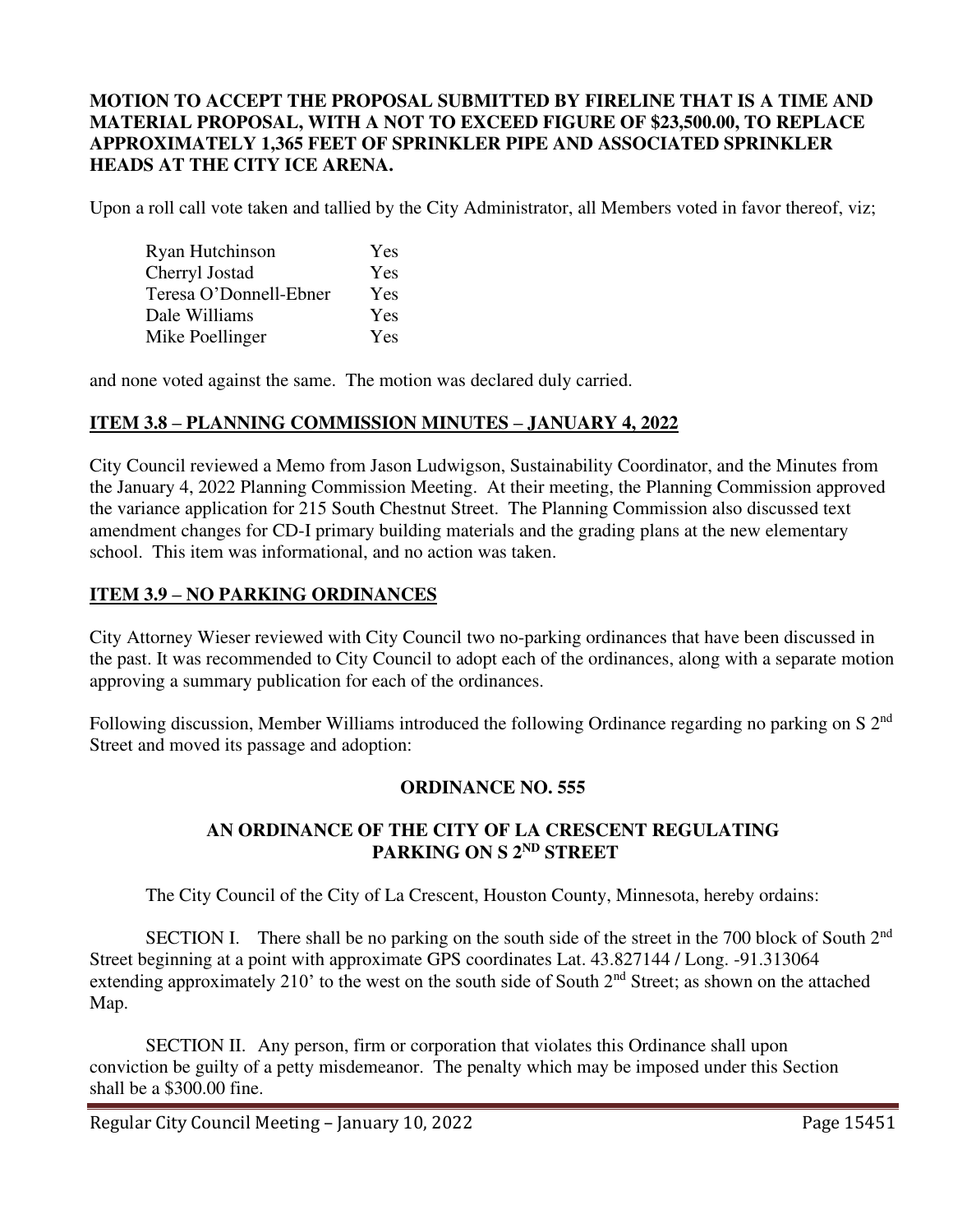**MOTION TO ACCEPT THE PROPOSAL SUBMITTED BY FIRELINE THAT IS A TIME AND MATERIAL PROPOSAL, WITH A NOT TO EXCEED FIGURE OF $23,500.00, TO REPLACE APPROXIMATELY 1,365 FEET OF SPRINKLER PIPE AND ASSOCIATED SPRINKLER HEADS AT THE CITY ICE ARENA.**

Upon a roll call vote taken and tallied by the City Administrator, all Members voted in favor thereof, viz;

| | |
|---|---|
| Ryan Hutchinson | Yes |
| Cherryl Jostad | Yes |
| Teresa O'Donnell-Ebner | Yes |
| Dale Williams | Yes |
| Mike Poellinger | Yes |

and none voted against the same. The motion was declared duly carried.

## ITEM 3.8 – PLANNING COMMISSION MINUTES – JANUARY 4, 2022

City Council reviewed a Memo from Jason Ludwigson, Sustainability Coordinator, and the Minutes from the January 4, 2022 Planning Commission Meeting. At their meeting, the Planning Commission approved the variance application for 215 South Chestnut Street. The Planning Commission also discussed text amendment changes for CD-I primary building materials and the grading plans at the new elementary school. This item was informational, and no action was taken.

## ITEM 3.9 – NO PARKING ORDINANCES

City Attorney Wieser reviewed with City Council two no-parking ordinances that have been discussed in the past. It was recommended to City Council to adopt each of the ordinances, along with a separate motion approving a summary publication for each of the ordinances.

Following discussion, Member Williams introduced the following Ordinance regarding no parking on S 2nd Street and moved its passage and adoption:

**ORDINANCE NO. 555**

**AN ORDINANCE OF THE CITY OF LA CRESCENT REGULATING PARKING ON S 2ND STREET**

The City Council of the City of La Crescent, Houston County, Minnesota, hereby ordains:

SECTION I. There shall be no parking on the south side of the street in the 700 block of South 2nd Street beginning at a point with approximate GPS coordinates Lat. 43.827144 / Long. -91.313064 extending approximately 210' to the west on the south side of South 2nd Street; as shown on the attached Map.

SECTION II. Any person, firm or corporation that violates this Ordinance shall upon conviction be guilty of a petty misdemeanor. The penalty which may be imposed under this Section shall be a $300.00 fine.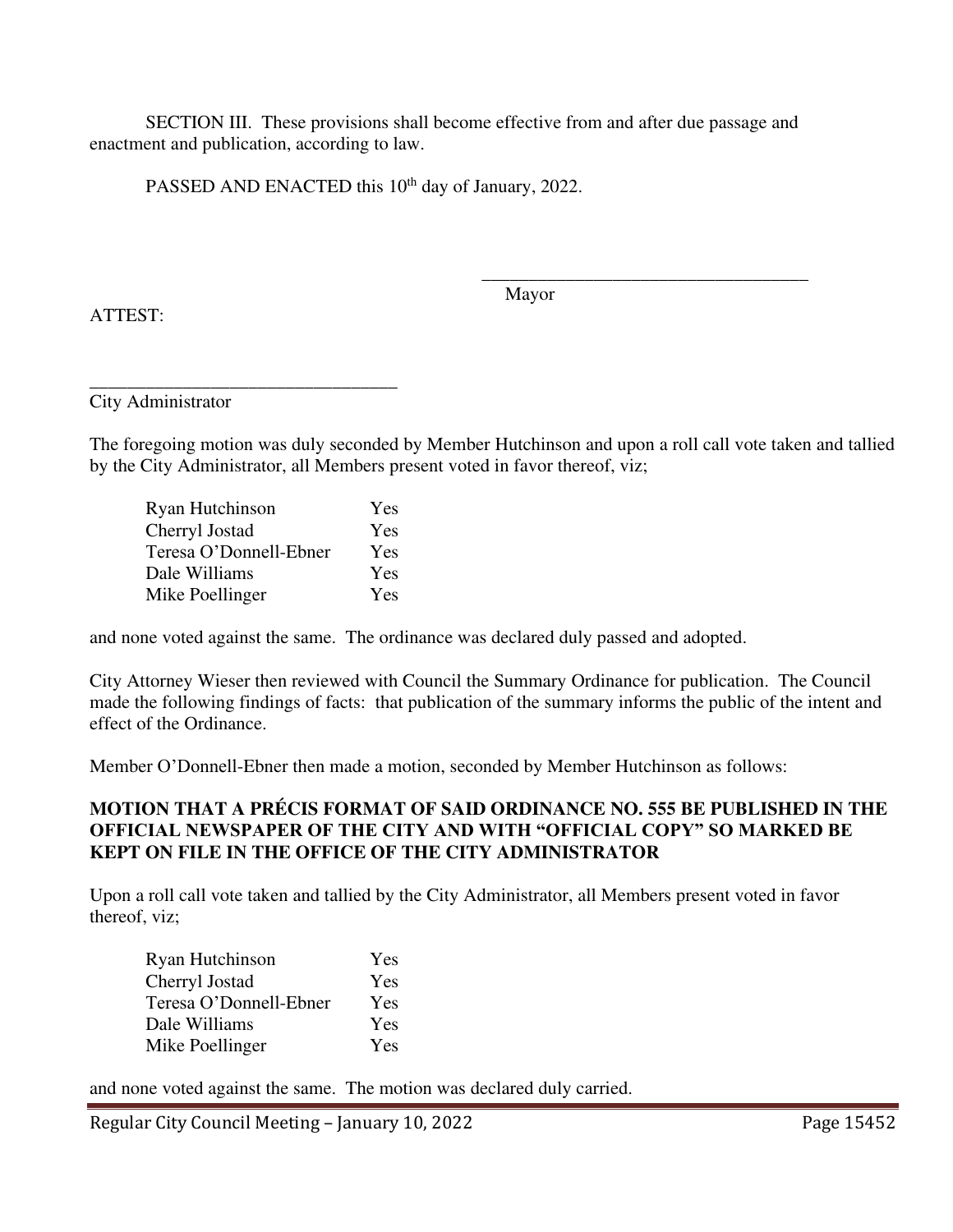SECTION III. These provisions shall become effective from and after due passage and enactment and publication, according to law.

PASSED AND ENACTED this 10th day of January, 2022.

\_\_\_\_\_\_\_\_\_\_\_\_\_\_\_\_\_\_\_\_\_\_\_\_\_\_\_\_\_\_\_\_\_\_\_\_

Mayor

ATTEST:

\_\_\_\_\_\_\_\_\_\_\_\_\_\_\_\_\_\_\_\_\_\_\_\_\_\_\_\_\_\_\_\_\_\_\_\_

City Administrator

The foregoing motion was duly seconded by Member Hutchinson and upon a roll call vote taken and tallied by the City Administrator, all Members present voted in favor thereof, viz;

| | |
|---|---|
| Ryan Hutchinson | Yes |
| Cherryl Jostad | Yes |
| Teresa O'Donnell-Ebner | Yes |
| Dale Williams | Yes |
| Mike Poellinger | Yes |

and none voted against the same. The ordinance was declared duly passed and adopted.

City Attorney Wieser then reviewed with Council the Summary Ordinance for publication. The Council made the following findings of facts: that publication of the summary informs the public of the intent and effect of the Ordinance.

Member O'Donnell-Ebner then made a motion, seconded by Member Hutchinson as follows:

**MOTION THAT A PRÉCIS FORMAT OF SAID ORDINANCE NO. 555 BE PUBLISHED IN THE OFFICIAL NEWSPAPER OF THE CITY AND WITH "OFFICIAL COPY" SO MARKED BE KEPT ON FILE IN THE OFFICE OF THE CITY ADMINISTRATOR**

Upon a roll call vote taken and tallied by the City Administrator, all Members present voted in favor thereof, viz;

| | |
|---|---|
| Ryan Hutchinson | Yes |
| Cherryl Jostad | Yes |
| Teresa O'Donnell-Ebner | Yes |
| Dale Williams | Yes |
| Mike Poellinger | Yes |

and none voted against the same. The motion was declared duly carried.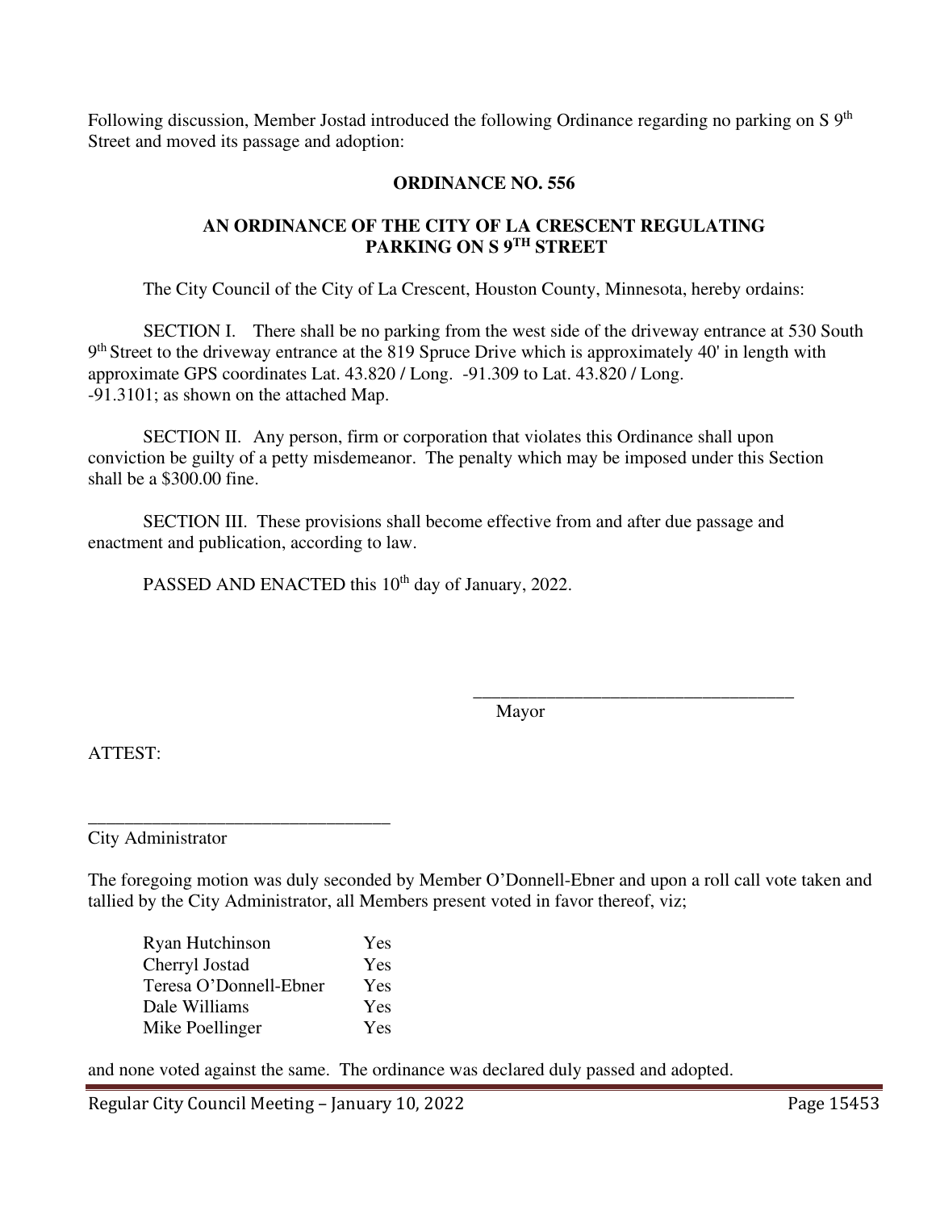Following discussion, Member Jostad introduced the following Ordinance regarding no parking on S 9th Street and moved its passage and adoption:

**ORDINANCE NO. 556**

**AN ORDINANCE OF THE CITY OF LA CRESCENT REGULATING PARKING ON S 9TH STREET**

The City Council of the City of La Crescent, Houston County, Minnesota, hereby ordains:

SECTION I. There shall be no parking from the west side of the driveway entrance at 530 South 9th Street to the driveway entrance at the 819 Spruce Drive which is approximately 40' in length with approximate GPS coordinates Lat. 43.820 / Long. -91.309 to Lat. 43.820 / Long. -91.3101; as shown on the attached Map.

SECTION II. Any person, firm or corporation that violates this Ordinance shall upon conviction be guilty of a petty misdemeanor. The penalty which may be imposed under this Section shall be a $300.00 fine.

SECTION III. These provisions shall become effective from and after due passage and enactment and publication, according to law.

PASSED AND ENACTED this 10th day of January, 2022.

___________________________________
Mayor

ATTEST:

_________________________________
City Administrator

The foregoing motion was duly seconded by Member O'Donnell-Ebner and upon a roll call vote taken and tallied by the City Administrator, all Members present voted in favor thereof, viz;

| | |
|---|---|
| Ryan Hutchinson | Yes |
| Cherryl Jostad | Yes |
| Teresa O'Donnell-Ebner | Yes |
| Dale Williams | Yes |
| Mike Poellinger | Yes |

and none voted against the same. The ordinance was declared duly passed and adopted.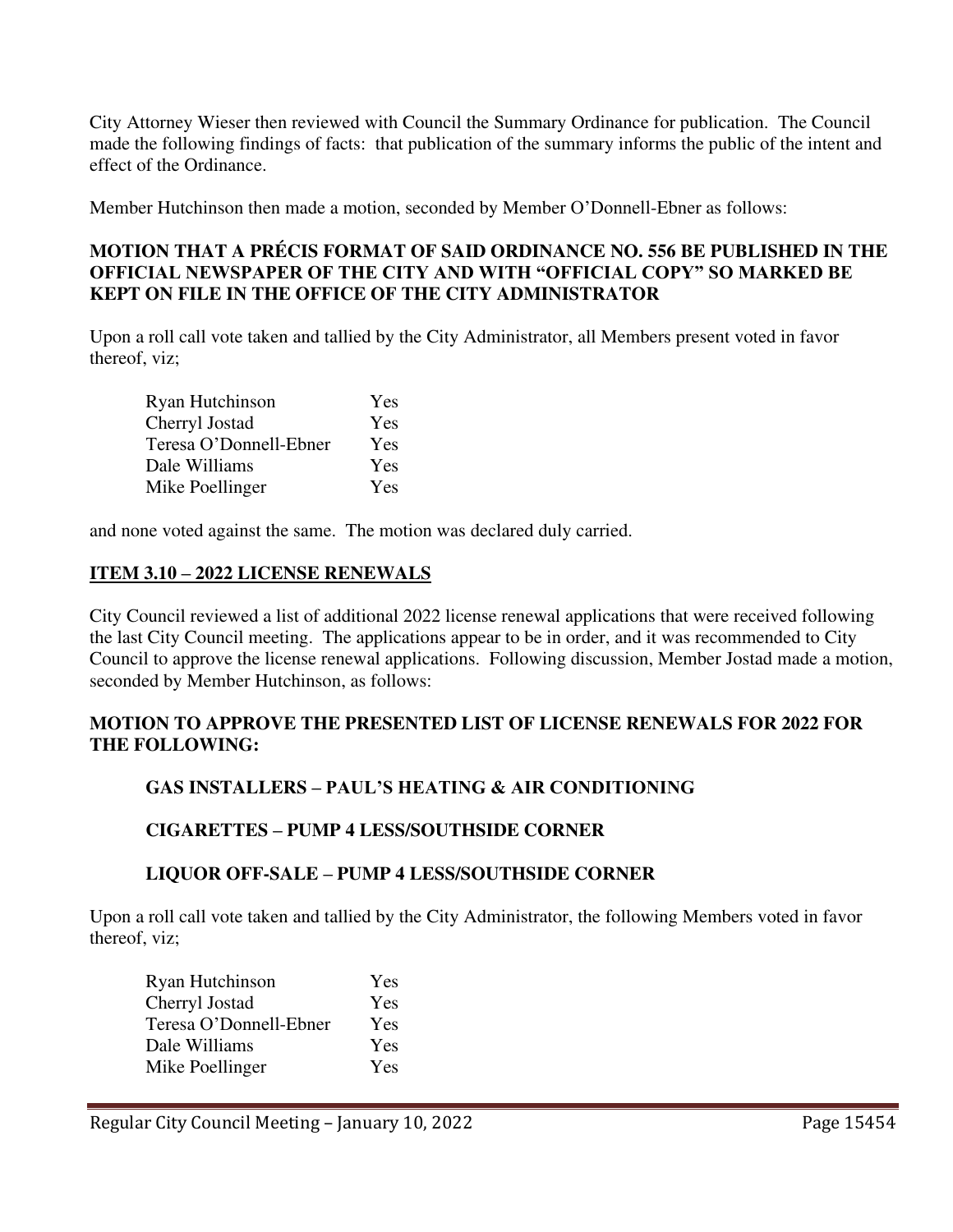City Attorney Wieser then reviewed with Council the Summary Ordinance for publication. The Council made the following findings of facts: that publication of the summary informs the public of the intent and effect of the Ordinance.

Member Hutchinson then made a motion, seconded by Member O'Donnell-Ebner as follows:

**MOTION THAT A PRÉCIS FORMAT OF SAID ORDINANCE NO. 556 BE PUBLISHED IN THE OFFICIAL NEWSPAPER OF THE CITY AND WITH "OFFICIAL COPY" SO MARKED BE KEPT ON FILE IN THE OFFICE OF THE CITY ADMINISTRATOR**

Upon a roll call vote taken and tallied by the City Administrator, all Members present voted in favor thereof, viz;

| | |
|---|---|
| Ryan Hutchinson | Yes |
| Cherryl Jostad | Yes |
| Teresa O'Donnell-Ebner | Yes |
| Dale Williams | Yes |
| Mike Poellinger | Yes |

and none voted against the same. The motion was declared duly carried.

**ITEM 3.10 – 2022 LICENSE RENEWALS**

City Council reviewed a list of additional 2022 license renewal applications that were received following the last City Council meeting. The applications appear to be in order, and it was recommended to City Council to approve the license renewal applications. Following discussion, Member Jostad made a motion, seconded by Member Hutchinson, as follows:

**MOTION TO APPROVE THE PRESENTED LIST OF LICENSE RENEWALS FOR 2022 FOR THE FOLLOWING:**

**GAS INSTALLERS – PAUL'S HEATING & AIR CONDITIONING**

**CIGARETTES – PUMP 4 LESS/SOUTHSIDE CORNER**

**LIQUOR OFF-SALE – PUMP 4 LESS/SOUTHSIDE CORNER**

Upon a roll call vote taken and tallied by the City Administrator, the following Members voted in favor thereof, viz;

| | |
|---|---|
| Ryan Hutchinson | Yes |
| Cherryl Jostad | Yes |
| Teresa O'Donnell-Ebner | Yes |
| Dale Williams | Yes |
| Mike Poellinger | Yes |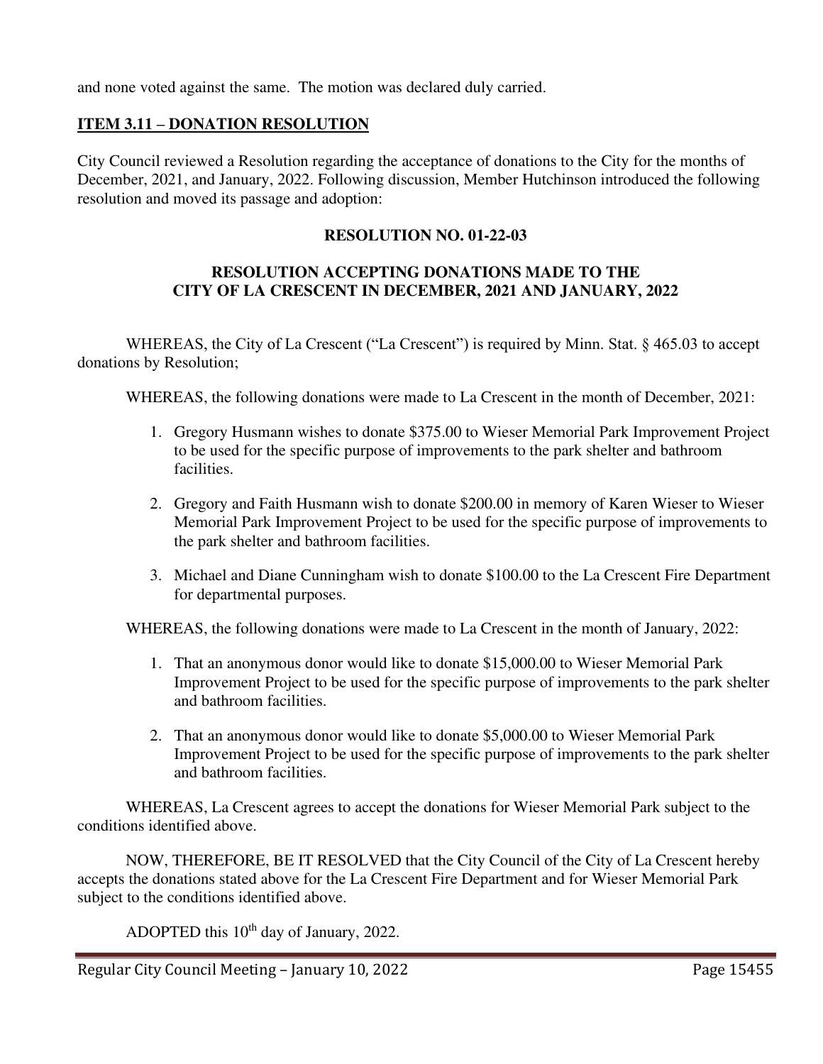and none voted against the same. The motion was declared duly carried.

## ITEM 3.11 – DONATION RESOLUTION

City Council reviewed a Resolution regarding the acceptance of donations to the City for the months of December, 2021, and January, 2022. Following discussion, Member Hutchinson introduced the following resolution and moved its passage and adoption:

### RESOLUTION NO. 01-22-03

### RESOLUTION ACCEPTING DONATIONS MADE TO THE CITY OF LA CRESCENT IN DECEMBER, 2021 AND JANUARY, 2022

WHEREAS, the City of La Crescent ("La Crescent") is required by Minn. Stat. § 465.03 to accept donations by Resolution;

WHEREAS, the following donations were made to La Crescent in the month of December, 2021:

1. Gregory Husmann wishes to donate $375.00 to Wieser Memorial Park Improvement Project to be used for the specific purpose of improvements to the park shelter and bathroom facilities.
2. Gregory and Faith Husmann wish to donate $200.00 in memory of Karen Wieser to Wieser Memorial Park Improvement Project to be used for the specific purpose of improvements to the park shelter and bathroom facilities.
3. Michael and Diane Cunningham wish to donate $100.00 to the La Crescent Fire Department for departmental purposes.

WHEREAS, the following donations were made to La Crescent in the month of January, 2022:

1. That an anonymous donor would like to donate $15,000.00 to Wieser Memorial Park Improvement Project to be used for the specific purpose of improvements to the park shelter and bathroom facilities.
2. That an anonymous donor would like to donate $5,000.00 to Wieser Memorial Park Improvement Project to be used for the specific purpose of improvements to the park shelter and bathroom facilities.

WHEREAS, La Crescent agrees to accept the donations for Wieser Memorial Park subject to the conditions identified above.

NOW, THEREFORE, BE IT RESOLVED that the City Council of the City of La Crescent hereby accepts the donations stated above for the La Crescent Fire Department and for Wieser Memorial Park subject to the conditions identified above.

ADOPTED this 10th day of January, 2022.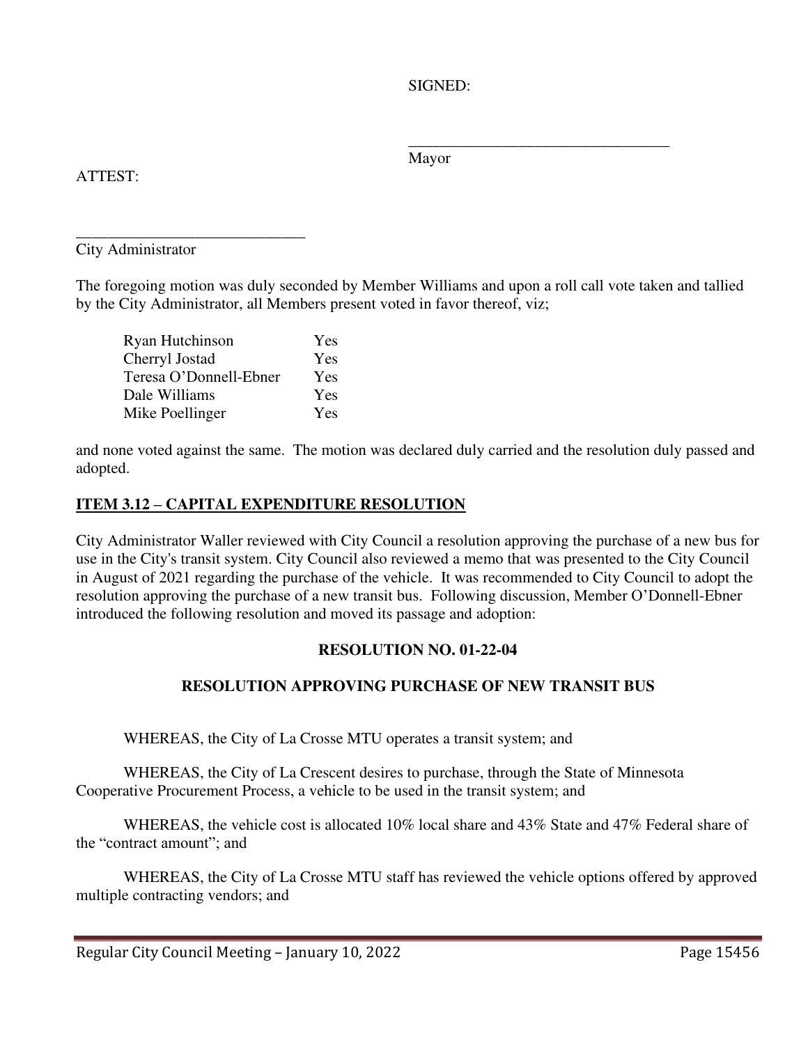SIGNED:

\_\_\_\_\_\_\_\_\_\_\_\_\_\_\_\_\_\_\_\_\_\_\_\_\_\_\_\_\_\_\_\_\_
Mayor

ATTEST:

\_\_\_\_\_\_\_\_\_\_\_\_\_\_\_\_\_\_\_\_\_\_\_\_\_\_\_\_\_\_
City Administrator

The foregoing motion was duly seconded by Member Williams and upon a roll call vote taken and tallied by the City Administrator, all Members present voted in favor thereof, viz;

| | |
|---|---|
| Ryan Hutchinson | Yes |
| Cherryl Jostad | Yes |
| Teresa O'Donnell-Ebner | Yes |
| Dale Williams | Yes |
| Mike Poellinger | Yes |

and none voted against the same. The motion was declared duly carried and the resolution duly passed and adopted.

## ITEM 3.12 – CAPITAL EXPENDITURE RESOLUTION

City Administrator Waller reviewed with City Council a resolution approving the purchase of a new bus for use in the City's transit system. City Council also reviewed a memo that was presented to the City Council in August of 2021 regarding the purchase of the vehicle. It was recommended to City Council to adopt the resolution approving the purchase of a new transit bus. Following discussion, Member O'Donnell-Ebner introduced the following resolution and moved its passage and adoption:

**RESOLUTION NO. 01-22-04**

**RESOLUTION APPROVING PURCHASE OF NEW TRANSIT BUS**

WHEREAS, the City of La Crosse MTU operates a transit system; and

WHEREAS, the City of La Crescent desires to purchase, through the State of Minnesota Cooperative Procurement Process, a vehicle to be used in the transit system; and

WHEREAS, the vehicle cost is allocated 10% local share and 43% State and 47% Federal share of the "contract amount"; and

WHEREAS, the City of La Crosse MTU staff has reviewed the vehicle options offered by approved multiple contracting vendors; and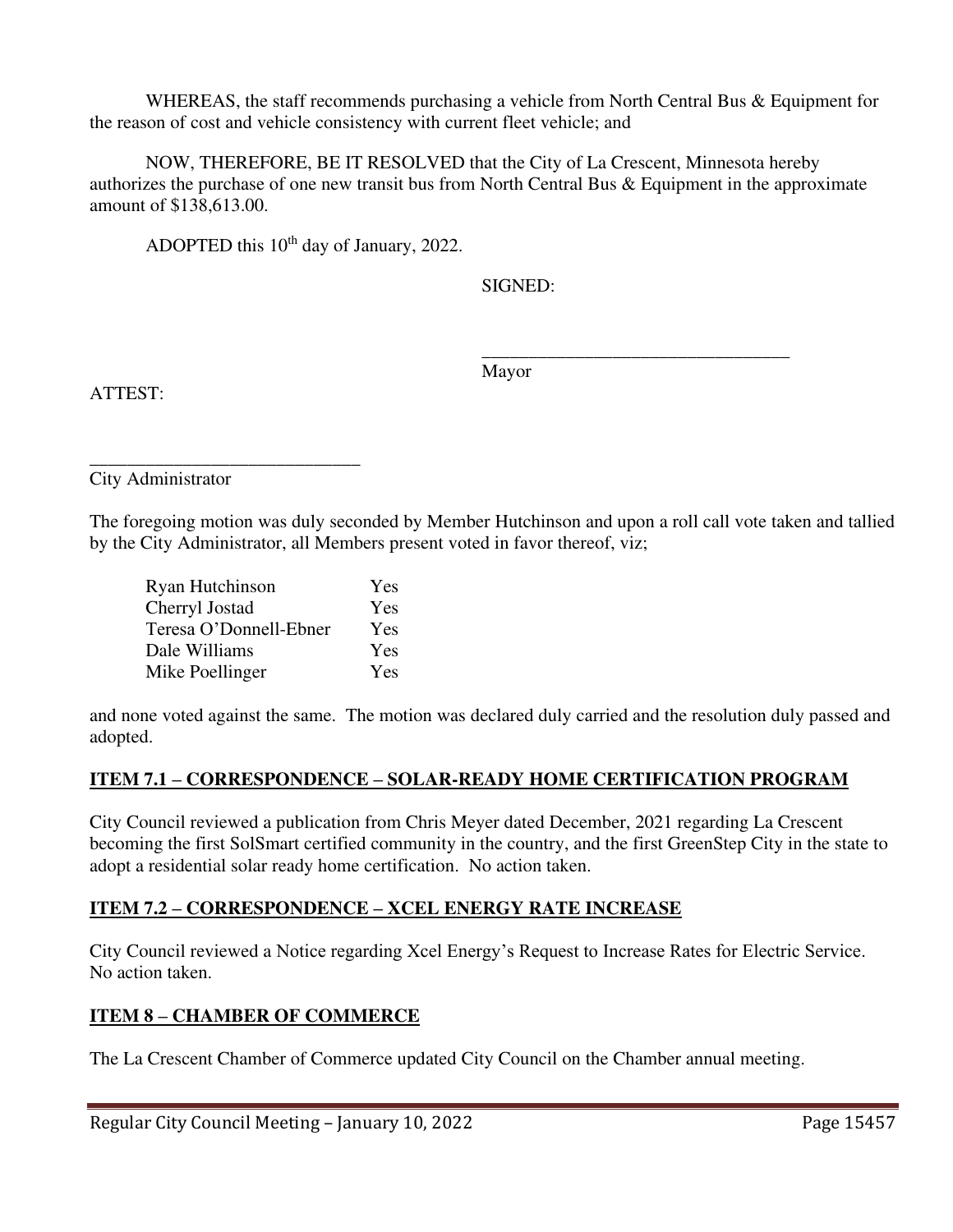WHEREAS, the staff recommends purchasing a vehicle from North Central Bus & Equipment for the reason of cost and vehicle consistency with current fleet vehicle; and

NOW, THEREFORE, BE IT RESOLVED that the City of La Crescent, Minnesota hereby authorizes the purchase of one new transit bus from North Central Bus & Equipment in the approximate amount of $138,613.00.

ADOPTED this 10th day of January, 2022.

SIGNED:

_________________________________
Mayor

ATTEST:

_____________________________
City Administrator

The foregoing motion was duly seconded by Member Hutchinson and upon a roll call vote taken and tallied by the City Administrator, all Members present voted in favor thereof, viz;

| | |
|---|---|
| Ryan Hutchinson | Yes |
| Cherryl Jostad | Yes |
| Teresa O'Donnell-Ebner | Yes |
| Dale Williams | Yes |
| Mike Poellinger | Yes |

and none voted against the same. The motion was declared duly carried and the resolution duly passed and adopted.

**ITEM 7.1 – CORRESPONDENCE – SOLAR-READY HOME CERTIFICATION PROGRAM**

City Council reviewed a publication from Chris Meyer dated December, 2021 regarding La Crescent becoming the first SolSmart certified community in the country, and the first GreenStep City in the state to adopt a residential solar ready home certification. No action taken.

**ITEM 7.2 – CORRESPONDENCE – XCEL ENERGY RATE INCREASE**

City Council reviewed a Notice regarding Xcel Energy's Request to Increase Rates for Electric Service. No action taken.

**ITEM 8 – CHAMBER OF COMMERCE**

The La Crescent Chamber of Commerce updated City Council on the Chamber annual meeting.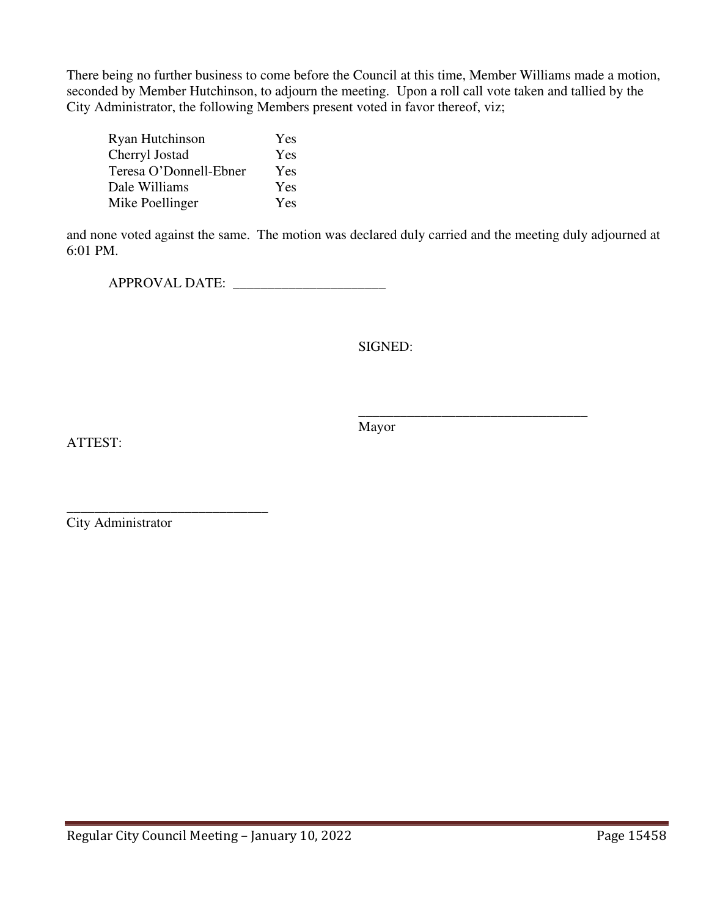There being no further business to come before the Council at this time, Member Williams made a motion, seconded by Member Hutchinson, to adjourn the meeting. Upon a roll call vote taken and tallied by the City Administrator, the following Members present voted in favor thereof, viz;

| | |
|---|---|
| Ryan Hutchinson | Yes |
| Cherryl Jostad | Yes |
| Teresa O'Donnell-Ebner | Yes |
| Dale Williams | Yes |
| Mike Poellinger | Yes |

and none voted against the same. The motion was declared duly carried and the meeting duly adjourned at 6:01 PM.

APPROVAL DATE: ______________________

SIGNED:

_________________________________
Mayor

ATTEST:

_____________________________
City Administrator